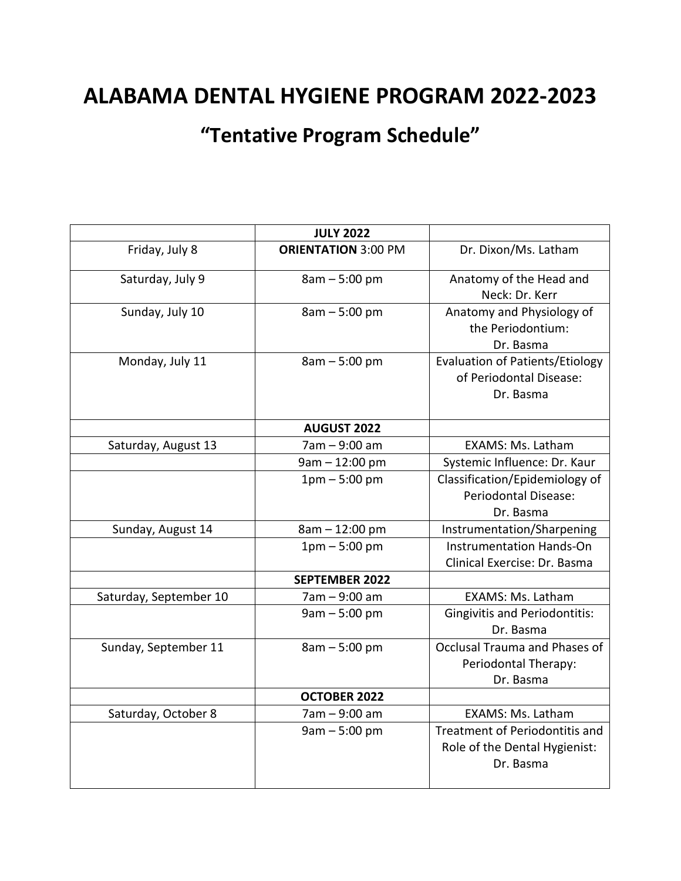# ALABAMA DENTAL HYGIENE PROGRAM 2022-2023

## "Tentative Program Schedule"

| | **JULY 2022** | |
|---|---|---|
| Friday, July 8 | **ORIENTATION** 3:00 PM | Dr. Dixon/Ms. Latham |
| Saturday, July 9 | 8am – 5:00 pm | Anatomy of the Head and Neck: Dr. Kerr |
| Sunday, July 10 | 8am – 5:00 pm | Anatomy and Physiology of the Periodontium: Dr. Basma |
| Monday, July 11 | 8am – 5:00 pm | Evaluation of Patients/Etiology of Periodontal Disease: Dr. Basma |
| | **AUGUST 2022** | |
| Saturday, August 13 | 7am – 9:00 am | EXAMS: Ms. Latham |
| | 9am – 12:00 pm | Systemic Influence: Dr. Kaur |
| | 1pm – 5:00 pm | Classification/Epidemiology of Periodontal Disease: Dr. Basma |
| Sunday, August 14 | 8am – 12:00 pm | Instrumentation/Sharpening |
| | 1pm – 5:00 pm | Instrumentation Hands-On Clinical Exercise: Dr. Basma |
| | **SEPTEMBER 2022** | |
| Saturday, September 10 | 7am – 9:00 am | EXAMS: Ms. Latham |
| | 9am – 5:00 pm | Gingivitis and Periodontitis: Dr. Basma |
| Sunday, September 11 | 8am – 5:00 pm | Occlusal Trauma and Phases of Periodontal Therapy: Dr. Basma |
| | **OCTOBER 2022** | |
| Saturday, October 8 | 7am – 9:00 am | EXAMS: Ms. Latham |
| | 9am – 5:00 pm | Treatment of Periodontitis and Role of the Dental Hygienist: Dr. Basma |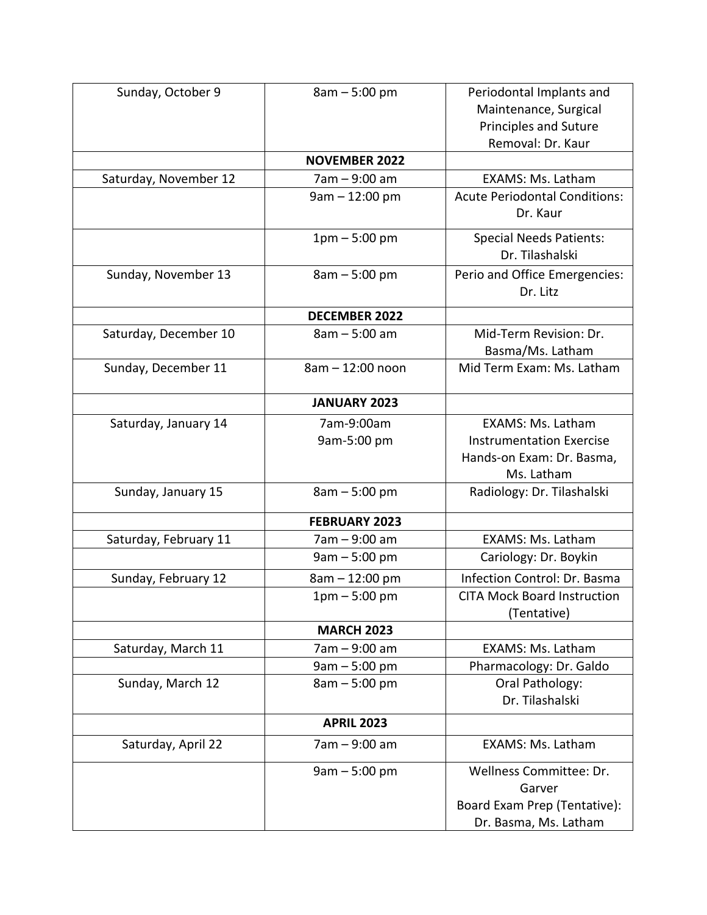| Sunday, October 9 | 8am – 5:00 pm | Periodontal Implants and Maintenance, Surgical Principles and Suture Removal: Dr. Kaur |
|---|---|---|
| | **NOVEMBER 2022** | |
| Saturday, November 12 | 7am – 9:00 am | EXAMS: Ms. Latham |
| | 9am – 12:00 pm | Acute Periodontal Conditions: Dr. Kaur |
| | 1pm – 5:00 pm | Special Needs Patients: Dr. Tilashalski |
| Sunday, November 13 | 8am – 5:00 pm | Perio and Office Emergencies: Dr. Litz |
| | **DECEMBER 2022** | |
| Saturday, December 10 | 8am – 5:00 am | Mid-Term Revision: Dr. Basma/Ms. Latham |
| Sunday, December 11 | 8am – 12:00 noon | Mid Term Exam: Ms. Latham |
| | **JANUARY 2023** | |
| Saturday, January 14 | 7am-9:00am<br>9am-5:00 pm | EXAMS: Ms. Latham<br>Instrumentation Exercise Hands-on Exam: Dr. Basma, Ms. Latham |
| Sunday, January 15 | 8am – 5:00 pm | Radiology: Dr. Tilashalski |
| | **FEBRUARY 2023** | |
| Saturday, February 11 | 7am – 9:00 am | EXAMS: Ms. Latham |
| | 9am – 5:00 pm | Cariology: Dr. Boykin |
| Sunday, February 12 | 8am – 12:00 pm | Infection Control: Dr. Basma |
| | 1pm – 5:00 pm | CITA Mock Board Instruction (Tentative) |
| | **MARCH 2023** | |
| Saturday, March 11 | 7am – 9:00 am | EXAMS: Ms. Latham |
| | 9am – 5:00 pm | Pharmacology: Dr. Galdo |
| Sunday, March 12 | 8am – 5:00 pm | Oral Pathology: Dr. Tilashalski |
| | **APRIL 2023** | |
| Saturday, April 22 | 7am – 9:00 am | EXAMS: Ms. Latham |
| | 9am – 5:00 pm | Wellness Committee: Dr. Garver<br>Board Exam Prep (Tentative): Dr. Basma, Ms. Latham |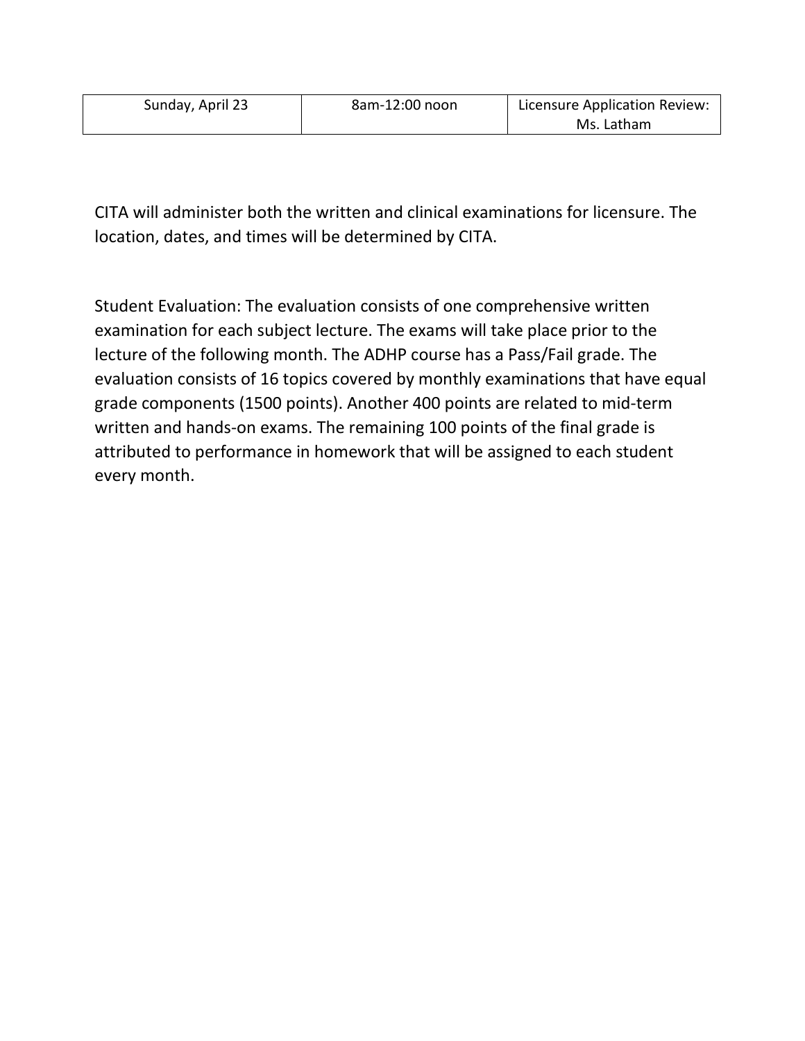| | | |
|---|---|---|
| Sunday, April 23 | 8am-12:00 noon | Licensure Application Review: Ms. Latham |

CITA will administer both the written and clinical examinations for licensure. The location, dates, and times will be determined by CITA.

Student Evaluation: The evaluation consists of one comprehensive written examination for each subject lecture. The exams will take place prior to the lecture of the following month. The ADHP course has a Pass/Fail grade. The evaluation consists of 16 topics covered by monthly examinations that have equal grade components (1500 points). Another 400 points are related to mid-term written and hands-on exams. The remaining 100 points of the final grade is attributed to performance in homework that will be assigned to each student every month.